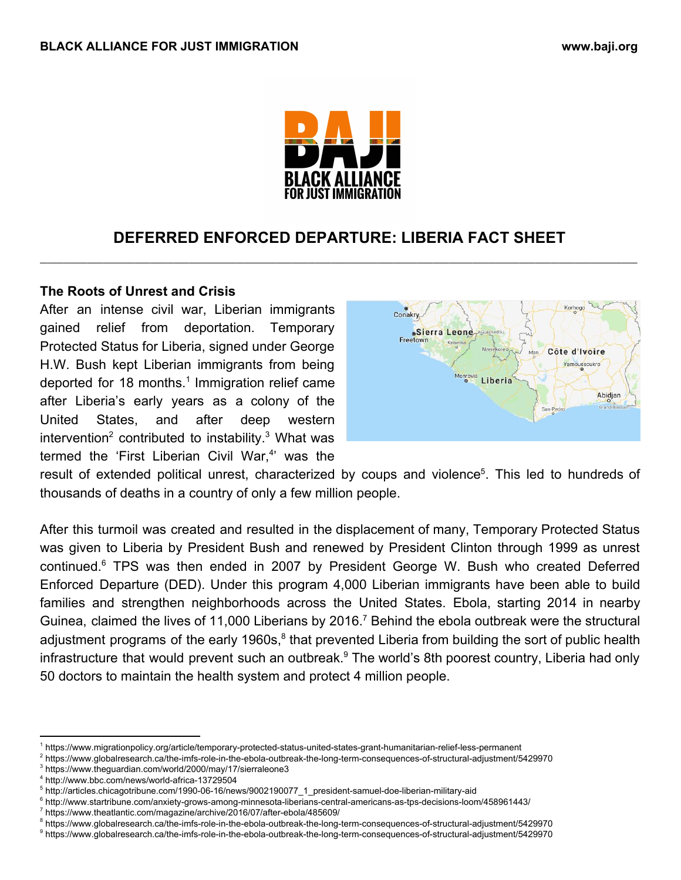BLACK ALLIANCE FOR JUST IMMIGRATION www.baji.org

# DEFERRED ENFORCED DEPARTURE: LIBERIA FACT SHEET

## The Roots of Unrest and Crisis

After an intense civil war, Liberian immigrants gained relief from deportation. Temporary Protected Status for Liberia, signed under George H.W. Bush kept Liberian immigrants from being deported for 18 months.[1] Immigration relief came after Liberia's early years as a colony of the United States, and after deep western intervention[2] contributed to instability.[3] What was termed the 'First Liberian Civil War,[4]' was the result of extended political unrest, characterized by coups and violence[5]. This led to hundreds of thousands of deaths in a country of only a few million people.

After this turmoil was created and resulted in the displacement of many, Temporary Protected Status was given to Liberia by President Bush and renewed by President Clinton through 1999 as unrest continued.[6] TPS was then ended in 2007 by President George W. Bush who created Deferred Enforced Departure (DED). Under this program 4,000 Liberian immigrants have been able to build families and strengthen neighborhoods across the United States. Ebola, starting 2014 in nearby Guinea, claimed the lives of 11,000 Liberians by 2016.[7] Behind the ebola outbreak were the structural adjustment programs of the early 1960s,[8] that prevented Liberia from building the sort of public health infrastructure that would prevent such an outbreak.[9] The world's 8th poorest country, Liberia had only 50 doctors to maintain the health system and protect 4 million people.

---

[1] https://www.migrationpolicy.org/article/temporary-protected-status-united-states-grant-humanitarian-relief-less-permanent
[2] https://www.globalresearch.ca/the-imfs-role-in-the-ebola-outbreak-the-long-term-consequences-of-structural-adjustment/5429970
[3] https://www.theguardian.com/world/2000/may/17/sierraleone3
[4] http://www.bbc.com/news/world-africa-13729504
[5] http://articles.chicagotribune.com/1990-06-16/news/9002190077_1_president-samuel-doe-liberian-military-aid
[6] http://www.startribune.com/anxiety-grows-among-minnesota-liberians-central-americans-as-tps-decisions-loom/458961443/
[7] https://www.theatlantic.com/magazine/archive/2016/07/after-ebola/485609/
[8] https://www.globalresearch.ca/the-imfs-role-in-the-ebola-outbreak-the-long-term-consequences-of-structural-adjustment/5429970
[9] https://www.globalresearch.ca/the-imfs-role-in-the-ebola-outbreak-the-long-term-consequences-of-structural-adjustment/5429970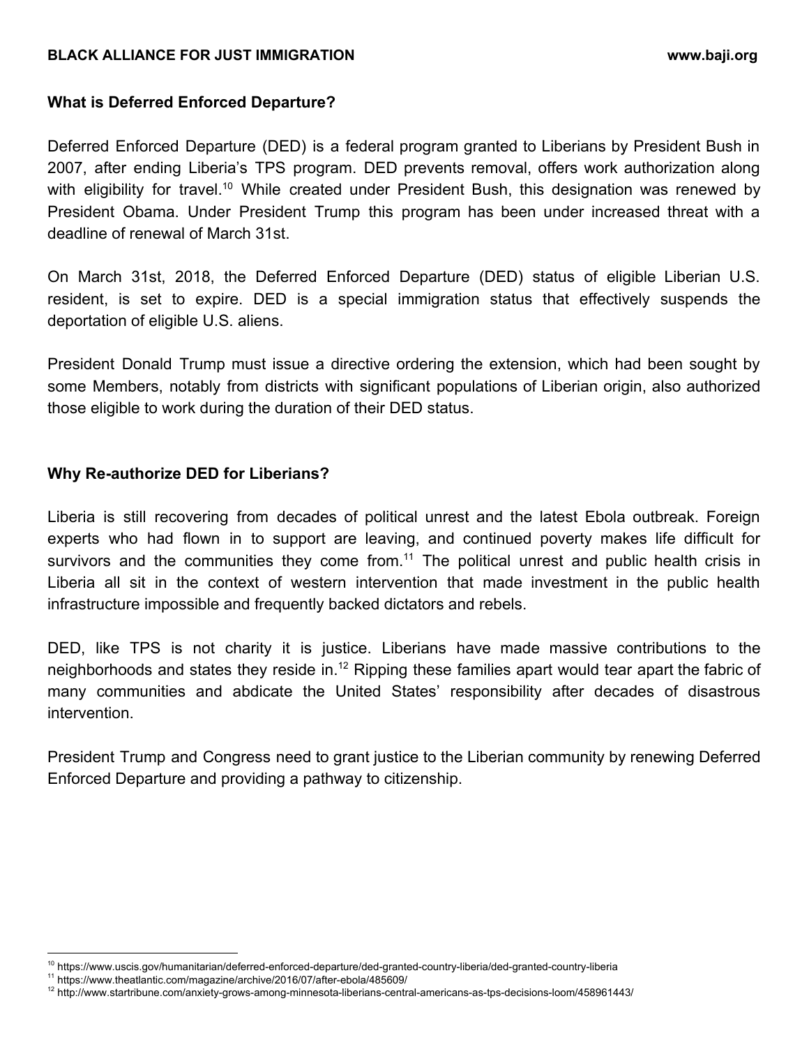## What is Deferred Enforced Departure?

Deferred Enforced Departure (DED) is a federal program granted to Liberians by President Bush in 2007, after ending Liberia's TPS program. DED prevents removal, offers work authorization along with eligibility for travel.[10] While created under President Bush, this designation was renewed by President Obama. Under President Trump this program has been under increased threat with a deadline of renewal of March 31st.

On March 31st, 2018, the Deferred Enforced Departure (DED) status of eligible Liberian U.S. resident, is set to expire. DED is a special immigration status that effectively suspends the deportation of eligible U.S. aliens.

President Donald Trump must issue a directive ordering the extension, which had been sought by some Members, notably from districts with significant populations of Liberian origin, also authorized those eligible to work during the duration of their DED status.

## Why Re-authorize DED for Liberians?

Liberia is still recovering from decades of political unrest and the latest Ebola outbreak. Foreign experts who had flown in to support are leaving, and continued poverty makes life difficult for survivors and the communities they come from.[11] The political unrest and public health crisis in Liberia all sit in the context of western intervention that made investment in the public health infrastructure impossible and frequently backed dictators and rebels.

DED, like TPS is not charity it is justice. Liberians have made massive contributions to the neighborhoods and states they reside in.[12] Ripping these families apart would tear apart the fabric of many communities and abdicate the United States' responsibility after decades of disastrous intervention.

President Trump and Congress need to grant justice to the Liberian community by renewing Deferred Enforced Departure and providing a pathway to citizenship.

---

[10] https://www.uscis.gov/humanitarian/deferred-enforced-departure/ded-granted-country-liberia/ded-granted-country-liberia

[11] https://www.theatlantic.com/magazine/archive/2016/07/after-ebola/485609/

[12] http://www.startribune.com/anxiety-grows-among-minnesota-liberians-central-americans-as-tps-decisions-loom/458961443/